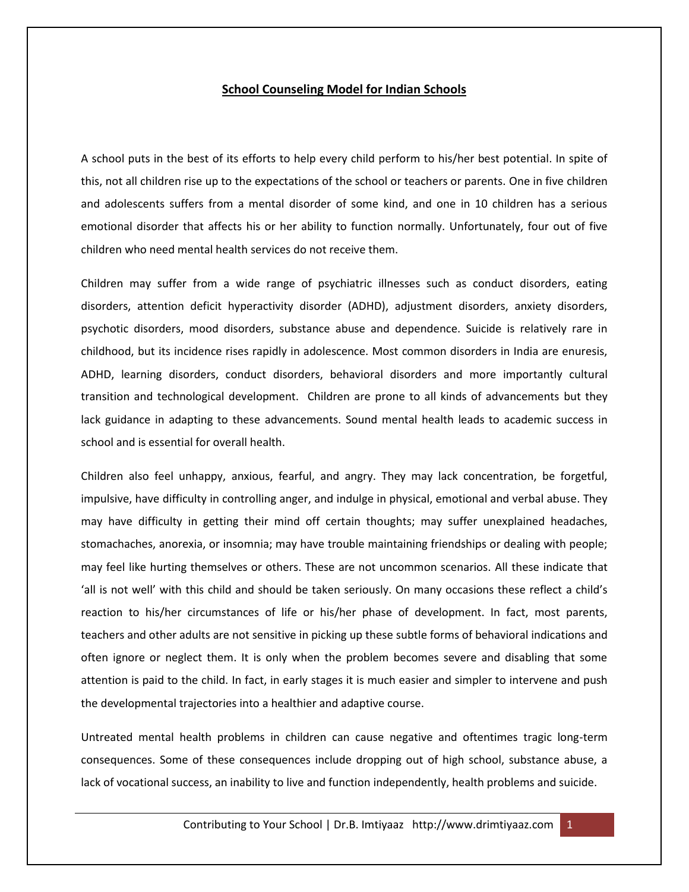# School Counseling Model for Indian Schools

A school puts in the best of its efforts to help every child perform to his/her best potential. In spite of this, not all children rise up to the expectations of the school or teachers or parents. One in five children and adolescents suffers from a mental disorder of some kind, and one in 10 children has a serious emotional disorder that affects his or her ability to function normally. Unfortunately, four out of five children who need mental health services do not receive them.

Children may suffer from a wide range of psychiatric illnesses such as conduct disorders, eating disorders, attention deficit hyperactivity disorder (ADHD), adjustment disorders, anxiety disorders, psychotic disorders, mood disorders, substance abuse and dependence. Suicide is relatively rare in childhood, but its incidence rises rapidly in adolescence. Most common disorders in India are enuresis, ADHD, learning disorders, conduct disorders, behavioral disorders and more importantly cultural transition and technological development. Children are prone to all kinds of advancements but they lack guidance in adapting to these advancements. Sound mental health leads to academic success in school and is essential for overall health.

Children also feel unhappy, anxious, fearful, and angry. They may lack concentration, be forgetful, impulsive, have difficulty in controlling anger, and indulge in physical, emotional and verbal abuse. They may have difficulty in getting their mind off certain thoughts; may suffer unexplained headaches, stomachaches, anorexia, or insomnia; may have trouble maintaining friendships or dealing with people; may feel like hurting themselves or others. These are not uncommon scenarios. All these indicate that 'all is not well' with this child and should be taken seriously. On many occasions these reflect a child's reaction to his/her circumstances of life or his/her phase of development. In fact, most parents, teachers and other adults are not sensitive in picking up these subtle forms of behavioral indications and often ignore or neglect them. It is only when the problem becomes severe and disabling that some attention is paid to the child. In fact, in early stages it is much easier and simpler to intervene and push the developmental trajectories into a healthier and adaptive course.

Untreated mental health problems in children can cause negative and oftentimes tragic long-term consequences. Some of these consequences include dropping out of high school, substance abuse, a lack of vocational success, an inability to live and function independently, health problems and suicide.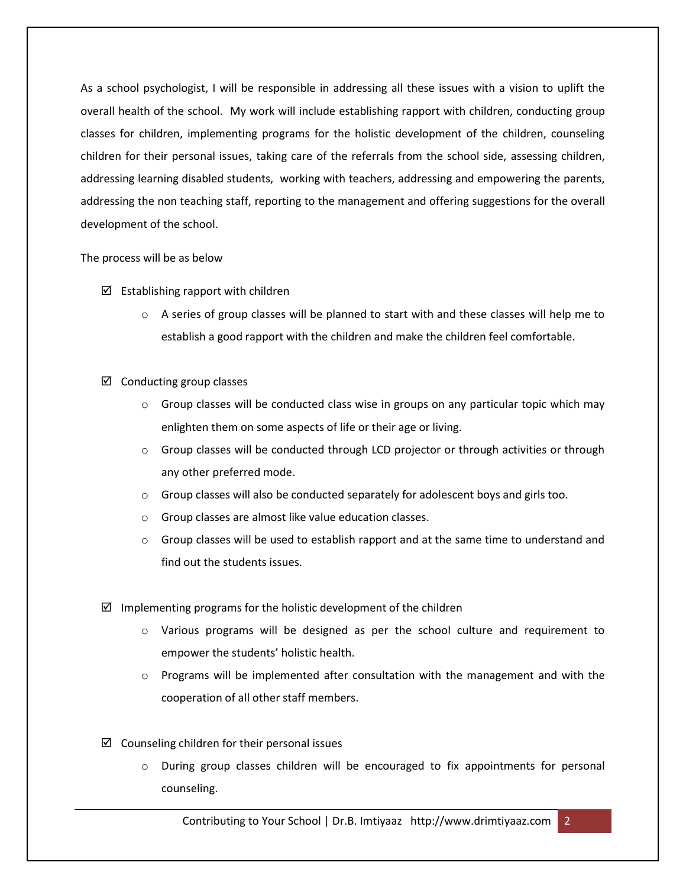As a school psychologist, I will be responsible in addressing all these issues with a vision to uplift the overall health of the school. My work will include establishing rapport with children, conducting group classes for children, implementing programs for the holistic development of the children, counseling children for their personal issues, taking care of the referrals from the school side, assessing children, addressing learning disabled students, working with teachers, addressing and empowering the parents, addressing the non teaching staff, reporting to the management and offering suggestions for the overall development of the school.

The process will be as below

- ☑ Establishing rapport with children
  - A series of group classes will be planned to start with and these classes will help me to establish a good rapport with the children and make the children feel comfortable.

- ☑ Conducting group classes
  - Group classes will be conducted class wise in groups on any particular topic which may enlighten them on some aspects of life or their age or living.
  - Group classes will be conducted through LCD projector or through activities or through any other preferred mode.
  - Group classes will also be conducted separately for adolescent boys and girls too.
  - Group classes are almost like value education classes.
  - Group classes will be used to establish rapport and at the same time to understand and find out the students issues.

- ☑ Implementing programs for the holistic development of the children
  - Various programs will be designed as per the school culture and requirement to empower the students' holistic health.
  - Programs will be implemented after consultation with the management and with the cooperation of all other staff members.

- ☑ Counseling children for their personal issues
  - During group classes children will be encouraged to fix appointments for personal counseling.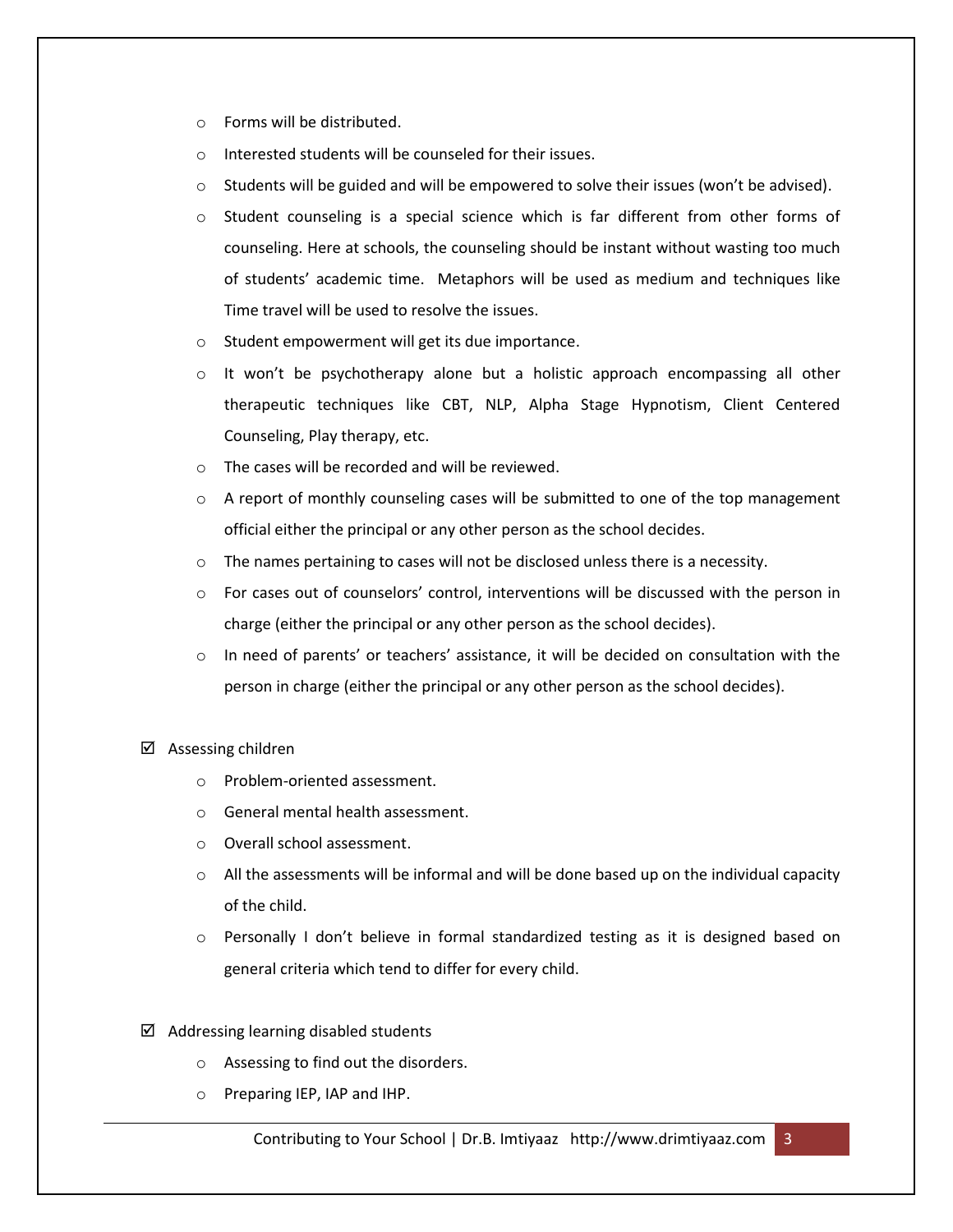- Forms will be distributed.
- Interested students will be counseled for their issues.
- Students will be guided and will be empowered to solve their issues (won't be advised).
- Student counseling is a special science which is far different from other forms of counseling. Here at schools, the counseling should be instant without wasting too much of students' academic time. Metaphors will be used as medium and techniques like Time travel will be used to resolve the issues.
- Student empowerment will get its due importance.
- It won't be psychotherapy alone but a holistic approach encompassing all other therapeutic techniques like CBT, NLP, Alpha Stage Hypnotism, Client Centered Counseling, Play therapy, etc.
- The cases will be recorded and will be reviewed.
- A report of monthly counseling cases will be submitted to one of the top management official either the principal or any other person as the school decides.
- The names pertaining to cases will not be disclosed unless there is a necessity.
- For cases out of counselors' control, interventions will be discussed with the person in charge (either the principal or any other person as the school decides).
- In need of parents' or teachers' assistance, it will be decided on consultation with the person in charge (either the principal or any other person as the school decides).

☑ Assessing children

- Problem-oriented assessment.
- General mental health assessment.
- Overall school assessment.
- All the assessments will be informal and will be done based up on the individual capacity of the child.
- Personally I don't believe in formal standardized testing as it is designed based on general criteria which tend to differ for every child.

☑ Addressing learning disabled students

- Assessing to find out the disorders.
- Preparing IEP, IAP and IHP.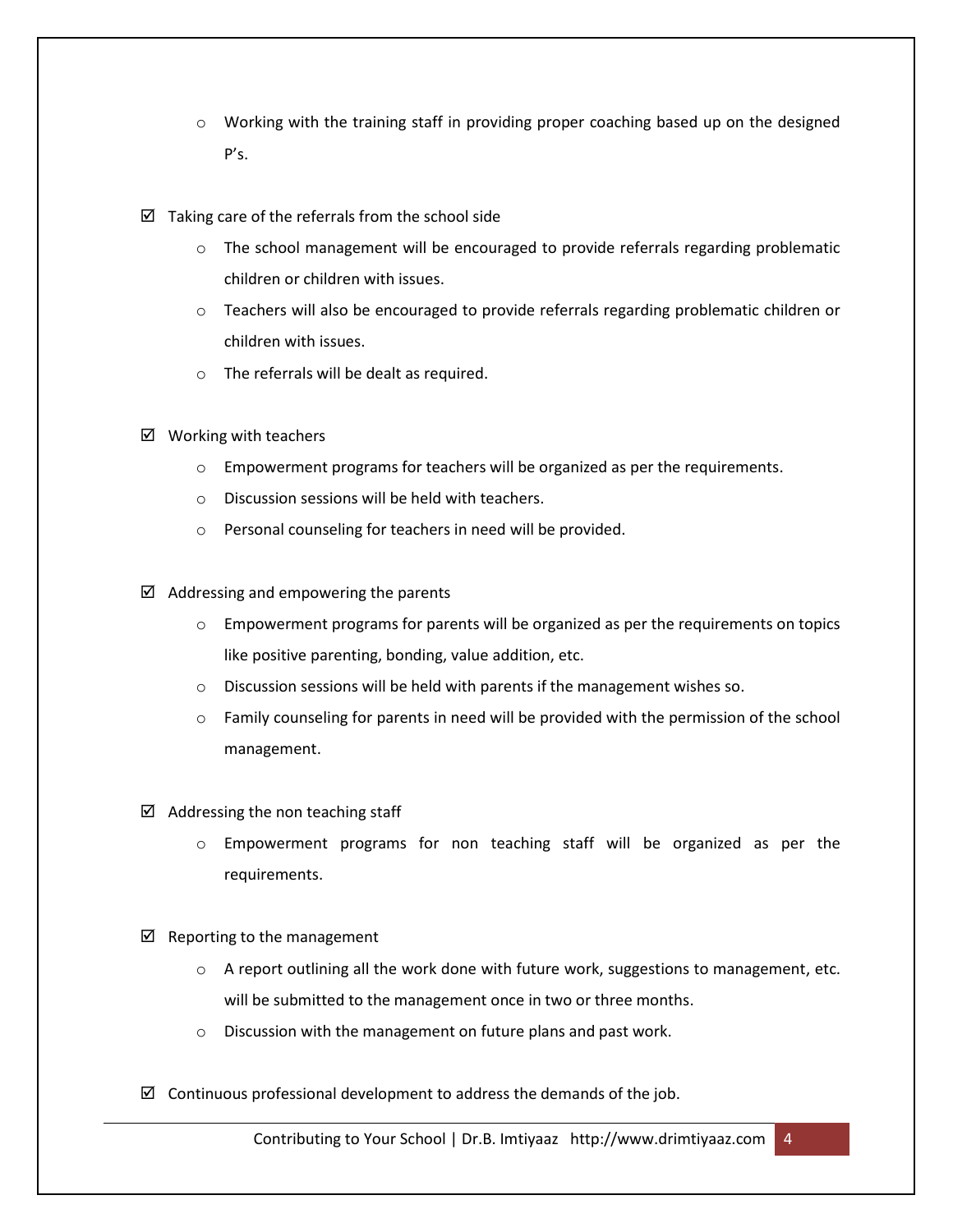- Working with the training staff in providing proper coaching based up on the designed P's.

- ☑ Taking care of the referrals from the school side
  - The school management will be encouraged to provide referrals regarding problematic children or children with issues.
  - Teachers will also be encouraged to provide referrals regarding problematic children or children with issues.
  - The referrals will be dealt as required.

- ☑ Working with teachers
  - Empowerment programs for teachers will be organized as per the requirements.
  - Discussion sessions will be held with teachers.
  - Personal counseling for teachers in need will be provided.

- ☑ Addressing and empowering the parents
  - Empowerment programs for parents will be organized as per the requirements on topics like positive parenting, bonding, value addition, etc.
  - Discussion sessions will be held with parents if the management wishes so.
  - Family counseling for parents in need will be provided with the permission of the school management.

- ☑ Addressing the non teaching staff
  - Empowerment programs for non teaching staff will be organized as per the requirements.

- ☑ Reporting to the management
  - A report outlining all the work done with future work, suggestions to management, etc. will be submitted to the management once in two or three months.
  - Discussion with the management on future plans and past work.

- ☑ Continuous professional development to address the demands of the job.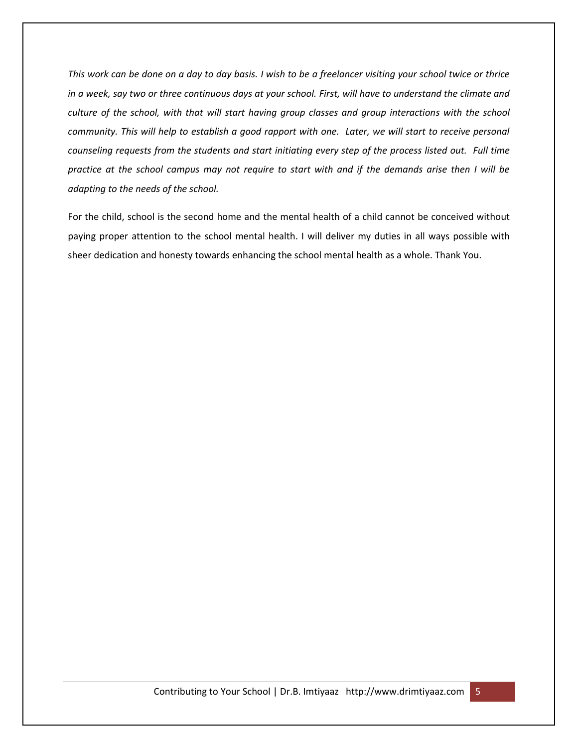*This work can be done on a day to day basis. I wish to be a freelancer visiting your school twice or thrice in a week, say two or three continuous days at your school. First, will have to understand the climate and culture of the school, with that will start having group classes and group interactions with the school community. This will help to establish a good rapport with one. Later, we will start to receive personal counseling requests from the students and start initiating every step of the process listed out. Full time practice at the school campus may not require to start with and if the demands arise then I will be adapting to the needs of the school.*

For the child, school is the second home and the mental health of a child cannot be conceived without paying proper attention to the school mental health. I will deliver my duties in all ways possible with sheer dedication and honesty towards enhancing the school mental health as a whole. Thank You.